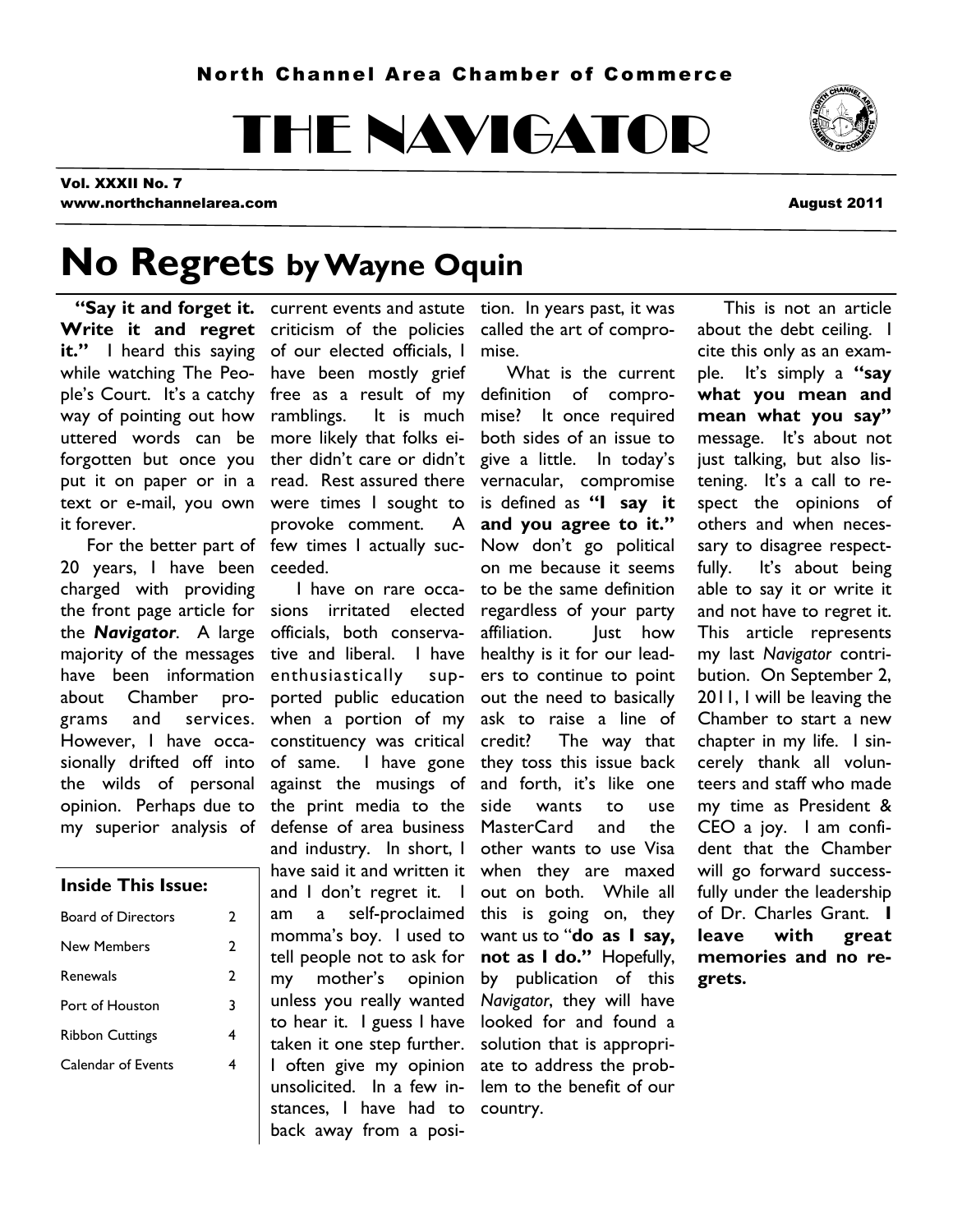North Channel Area Chamber of Commerce

# THE NAVIGATOR

**Vol. XXXII No. 7**
**www.northchannelarea.com**

**August 2011**

# No Regrets by Wayne Oquin

**"Say it and forget it. Write it and regret it."** I heard this saying while watching The People's Court. It's a catchy way of pointing out how uttered words can be forgotten but once you put it on paper or in a text or e-mail, you own it forever.

For the better part of 20 years, I have been charged with providing the front page article for the ***Navigator***. A large majority of the messages have been information about Chamber programs and services. However, I have occasionally drifted off into the wilds of personal opinion. Perhaps due to my superior analysis of current events and astute criticism of the policies of our elected officials, I have been mostly grief free as a result of my ramblings. It is much more likely that folks either didn't care or didn't read. Rest assured there were times I sought to provoke comment. A few times I actually succeeded.

I have on rare occasions irritated elected officials, both conservative and liberal. I have enthusiastically supported public education when a portion of my constituency was critical of same. I have gone against the musings of the print media to the defense of area business and industry. In short, I have said it and written it and I don't regret it. I am a self-proclaimed momma's boy. I used to tell people not to ask for my mother's opinion unless you really wanted to hear it. I guess I have taken it one step further. I often give my opinion unsolicited. In a few instances, I have had to back away from a position. In years past, it was called the art of compromise.

What is the current definition of compromise? It once required both sides of an issue to give a little. In today's vernacular, compromise is defined as **"I say it and you agree to it."** Now don't go political on me because it seems to be the same definition regardless of your party affiliation. Just how healthy is it for our leaders to continue to point out the need to basically ask to raise a line of credit? The way that they toss this issue back and forth, it's like one side wants to use MasterCard and the other wants to use Visa when they are maxed out on both. While all this is going on, they want us to "**do as I say, not as I do."** Hopefully, by publication of this *Navigator*, they will have looked for and found a solution that is appropriate to address the problem to the benefit of our country.

This is not an article about the debt ceiling. I cite this only as an example. It's simply a **"say what you mean and mean what you say"** message. It's about not just talking, but also listening. It's a call to respect the opinions of others and when necessary to disagree respectfully. It's about being able to say it or write it and not have to regret it. This article represents my last *Navigator* contribution. On September 2, 2011, I will be leaving the Chamber to start a new chapter in my life. I sincerely thank all volunteers and staff who made my time as President & CEO a joy. I am confident that the Chamber will go forward successfully under the leadership of Dr. Charles Grant. **I leave with great memories and no regrets.**

| **Inside This Issue:** | |
|---|---|
| Board of Directors | 2 |
| New Members | 2 |
| Renewals | 2 |
| Port of Houston | 3 |
| Ribbon Cuttings | 4 |
| Calendar of Events | 4 |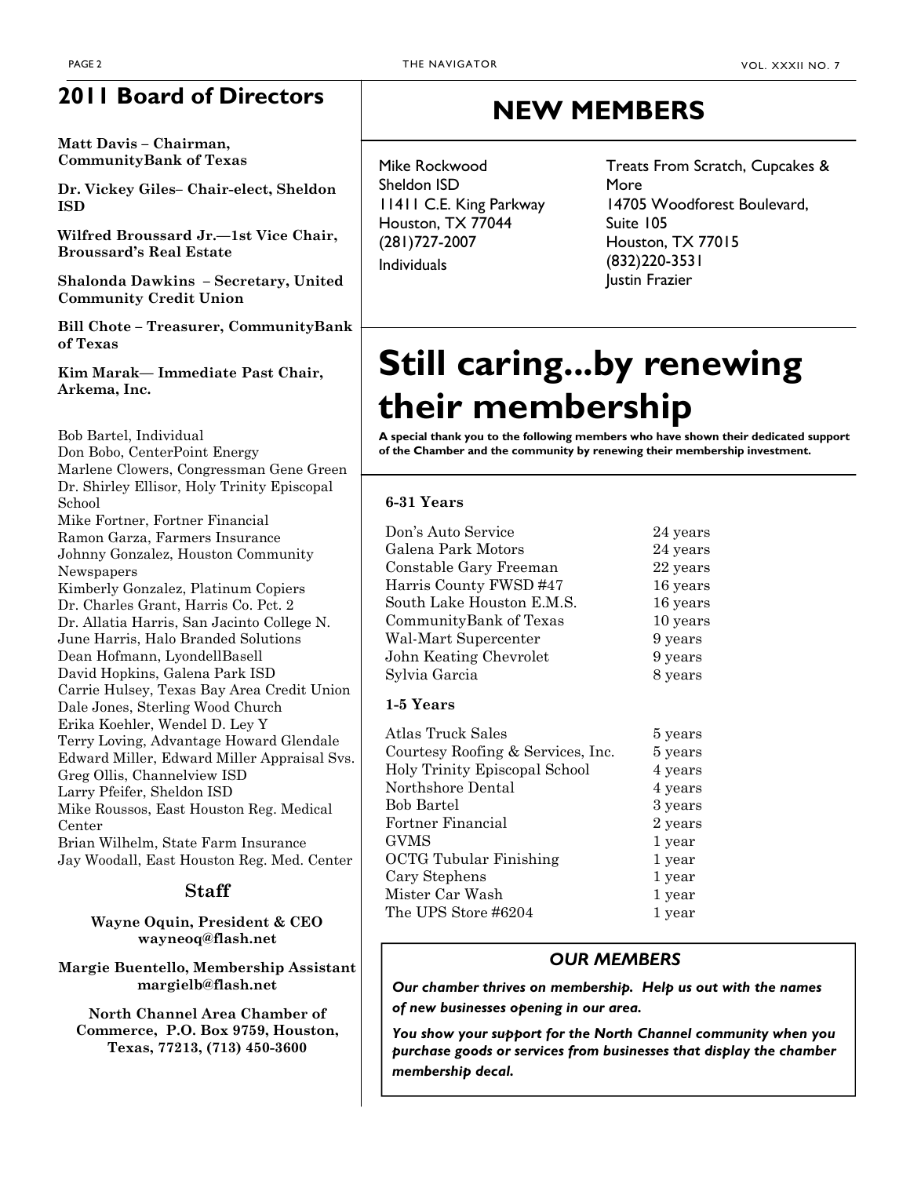## 2011 Board of Directors

**Matt Davis – Chairman, CommunityBank of Texas**

**Dr. Vickey Giles– Chair-elect, Sheldon ISD**

**Wilfred Broussard Jr.—1st Vice Chair, Broussard's Real Estate**

**Shalonda Dawkins – Secretary, United Community Credit Union**

**Bill Chote – Treasurer, CommunityBank of Texas**

**Kim Marak— Immediate Past Chair, Arkema, Inc.**

Bob Bartel, Individual
Don Bobo, CenterPoint Energy
Marlene Clowers, Congressman Gene Green
Dr. Shirley Ellisor, Holy Trinity Episcopal School
Mike Fortner, Fortner Financial
Ramon Garza, Farmers Insurance
Johnny Gonzalez, Houston Community Newspapers
Kimberly Gonzalez, Platinum Copiers
Dr. Charles Grant, Harris Co. Pct. 2
Dr. Allatia Harris, San Jacinto College N.
June Harris, Halo Branded Solutions
Dean Hofmann, LyondellBasell
David Hopkins, Galena Park ISD
Carrie Hulsey, Texas Bay Area Credit Union
Dale Jones, Sterling Wood Church
Erika Koehler, Wendel D. Ley Y
Terry Loving, Advantage Howard Glendale
Edward Miller, Edward Miller Appraisal Svs.
Greg Ollis, Channelview ISD
Larry Pfeifer, Sheldon ISD
Mike Roussos, East Houston Reg. Medical Center
Brian Wilhelm, State Farm Insurance
Jay Woodall, East Houston Reg. Med. Center

### Staff

**Wayne Oquin, President & CEO**
**wayneoq@flash.net**

**Margie Buentello, Membership Assistant**
**margielb@flash.net**

**North Channel Area Chamber of Commerce, P.O. Box 9759, Houston, Texas, 77213, (713) 450-3600**

## NEW MEMBERS

Mike Rockwood
Sheldon ISD
11411 C.E. King Parkway
Houston, TX 77044
(281)727-2007
Individuals

Treats From Scratch, Cupcakes & More
14705 Woodforest Boulevard, Suite 105
Houston, TX 77015
(832)220-3531
Justin Frazier

# Still caring...by renewing their membership

**A special thank you to the following members who have shown their dedicated support of the Chamber and the community by renewing their membership investment.**

**6-31 Years**

| | |
|---|---|
| Don's Auto Service | 24 years |
| Galena Park Motors | 24 years |
| Constable Gary Freeman | 22 years |
| Harris County FWSD #47 | 16 years |
| South Lake Houston E.M.S. | 16 years |
| CommunityBank of Texas | 10 years |
| Wal-Mart Supercenter | 9 years |
| John Keating Chevrolet | 9 years |
| Sylvia Garcia | 8 years |

**1-5 Years**

| | |
|---|---|
| Atlas Truck Sales | 5 years |
| Courtesy Roofing & Services, Inc. | 5 years |
| Holy Trinity Episcopal School | 4 years |
| Northshore Dental | 4 years |
| Bob Bartel | 3 years |
| Fortner Financial | 2 years |
| GVMS | 1 year |
| OCTG Tubular Finishing | 1 year |
| Cary Stephens | 1 year |
| Mister Car Wash | 1 year |
| The UPS Store #6204 | 1 year |

### *OUR MEMBERS*

***Our chamber thrives on membership. Help us out with the names of new businesses opening in our area.***

***You show your support for the North Channel community when you purchase goods or services from businesses that display the chamber membership decal.***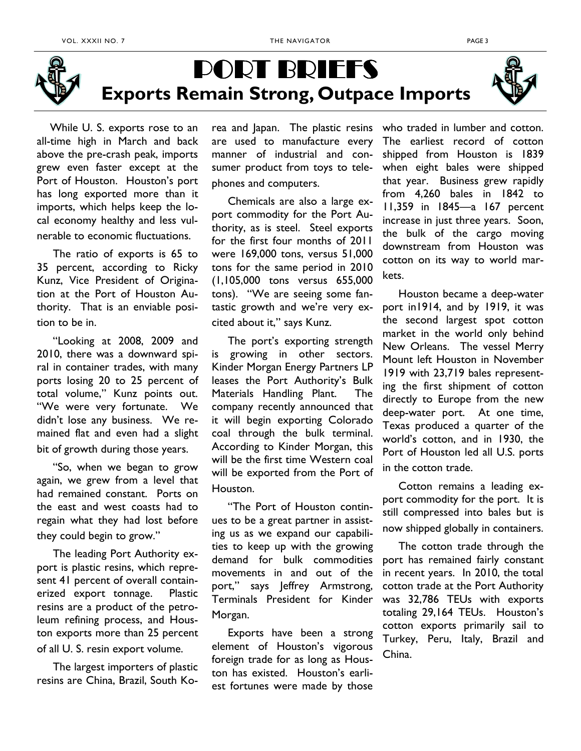# PORT BRIEFS

## Exports Remain Strong, Outpace Imports

While U. S. exports rose to an all-time high in March and back above the pre-crash peak, imports grew even faster except at the Port of Houston. Houston's port has long exported more than it imports, which helps keep the local economy healthy and less vulnerable to economic fluctuations.

The ratio of exports is 65 to 35 percent, according to Ricky Kunz, Vice President of Origination at the Port of Houston Authority. That is an enviable position to be in.

"Looking at 2008, 2009 and 2010, there was a downward spiral in container trades, with many ports losing 20 to 25 percent of total volume," Kunz points out. "We were very fortunate. We didn't lose any business. We remained flat and even had a slight bit of growth during those years.

"So, when we began to grow again, we grew from a level that had remained constant. Ports on the east and west coasts had to regain what they had lost before they could begin to grow."

The leading Port Authority export is plastic resins, which represent 41 percent of overall containerized export tonnage. Plastic resins are a product of the petroleum refining process, and Houston exports more than 25 percent of all U. S. resin export volume.

The largest importers of plastic resins are China, Brazil, South Korea and Japan. The plastic resins are used to manufacture every manner of industrial and consumer product from toys to telephones and computers.

Chemicals are also a large export commodity for the Port Authority, as is steel. Steel exports for the first four months of 2011 were 169,000 tons, versus 51,000 tons for the same period in 2010 (1,105,000 tons versus 655,000 tons). "We are seeing some fantastic growth and we're very excited about it," says Kunz.

The port's exporting strength is growing in other sectors. Kinder Morgan Energy Partners LP leases the Port Authority's Bulk Materials Handling Plant. The company recently announced that it will begin exporting Colorado coal through the bulk terminal. According to Kinder Morgan, this will be the first time Western coal will be exported from the Port of Houston.

"The Port of Houston continues to be a great partner in assisting us as we expand our capabilities to keep up with the growing demand for bulk commodities movements in and out of the port," says Jeffrey Armstrong, Terminals President for Kinder Morgan.

Exports have been a strong element of Houston's vigorous foreign trade for as long as Houston has existed. Houston's earliest fortunes were made by those who traded in lumber and cotton. The earliest record of cotton shipped from Houston is 1839 when eight bales were shipped that year. Business grew rapidly from 4,260 bales in 1842 to 11,359 in 1845—a 167 percent increase in just three years. Soon, the bulk of the cargo moving downstream from Houston was cotton on its way to world markets.

Houston became a deep-water port in1914, and by 1919, it was the second largest spot cotton market in the world only behind New Orleans. The vessel Merry Mount left Houston in November 1919 with 23,719 bales representing the first shipment of cotton directly to Europe from the new deep-water port. At one time, Texas produced a quarter of the world's cotton, and in 1930, the Port of Houston led all U.S. ports in the cotton trade.

Cotton remains a leading export commodity for the port. It is still compressed into bales but is now shipped globally in containers.

The cotton trade through the port has remained fairly constant in recent years. In 2010, the total cotton trade at the Port Authority was 32,786 TEUs with exports totaling 29,164 TEUs. Houston's cotton exports primarily sail to Turkey, Peru, Italy, Brazil and China.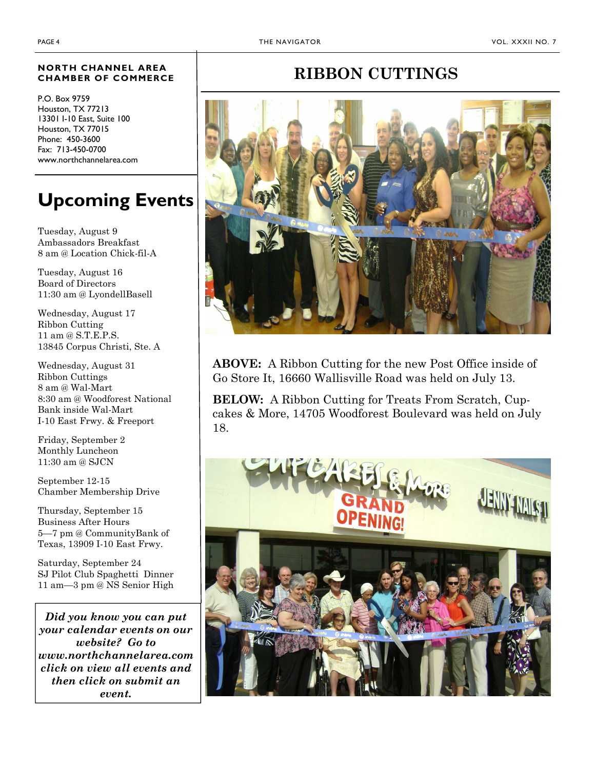**NORTH CHANNEL AREA CHAMBER OF COMMERCE**

P.O. Box 9759
Houston, TX 77213
13301 I-10 East, Suite 100
Houston, TX 77015
Phone: 450-3600
Fax: 713-450-0700
www.northchannelarea.com

# Upcoming Events

Tuesday, August 9
Ambassadors Breakfast
8 am @ Location Chick-fil-A

Tuesday, August 16
Board of Directors
11:30 am @ LyondellBasell

Wednesday, August 17
Ribbon Cutting
11 am @ S.T.E.P.S.
13845 Corpus Christi, Ste. A

Wednesday, August 31
Ribbon Cuttings
8 am @ Wal-Mart
8:30 am @ Woodforest National Bank inside Wal-Mart
I-10 East Frwy. & Freeport

Friday, September 2
Monthly Luncheon
11:30 am @ SJCN

September 12-15
Chamber Membership Drive

Thursday, September 15
Business After Hours
5—7 pm @ CommunityBank of Texas, 13909 I-10 East Frwy.

Saturday, September 24
SJ Pilot Club Spaghetti Dinner
11 am—3 pm @ NS Senior High

***Did you know you can put your calendar events on our website? Go to www.northchannelarea.com click on view all events and then click on submit an event.***

# RIBBON CUTTINGS

**ABOVE:** A Ribbon Cutting for the new Post Office inside of Go Store It, 16660 Wallisville Road was held on July 13.

**BELOW:** A Ribbon Cutting for Treats From Scratch, Cupcakes & More, 14705 Woodforest Boulevard was held on July 18.